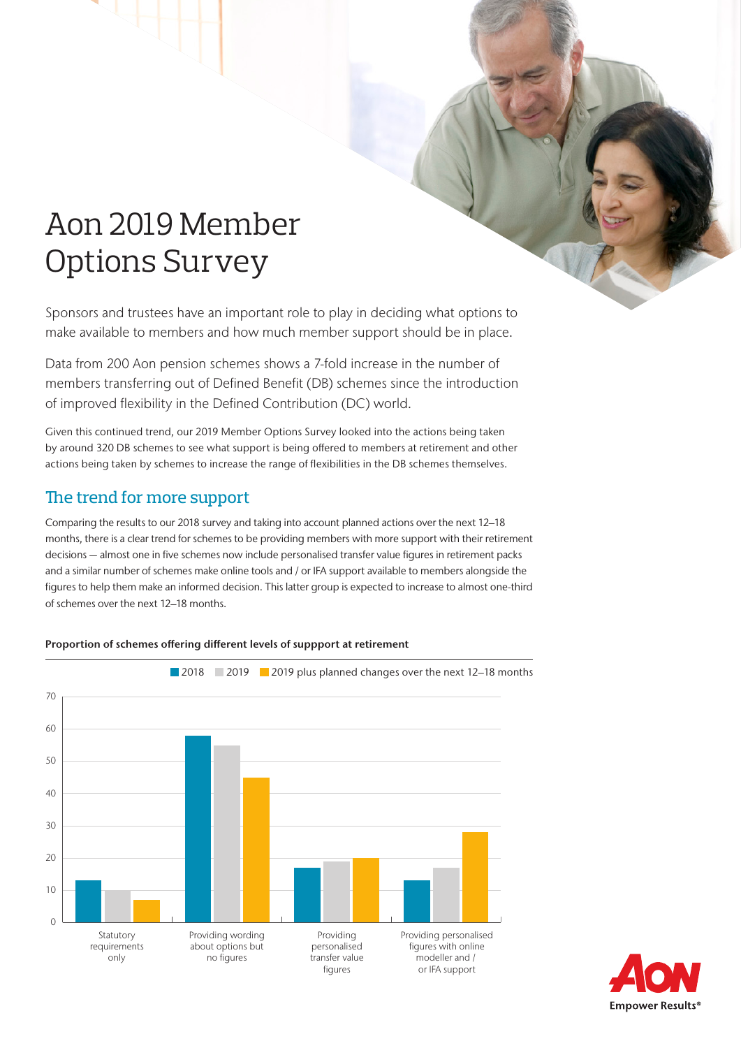# Aon 2019 Member Options Survey

Sponsors and trustees have an important role to play in deciding what options to make available to members and how much member support should be in place.

Data from 200 Aon pension schemes shows a 7-fold increase in the number of members transferring out of Defined Benefit (DB) schemes since the introduction of improved flexibility in the Defined Contribution (DC) world.

Given this continued trend, our 2019 Member Options Survey looked into the actions being taken by around 320 DB schemes to see what support is being offered to members at retirement and other actions being taken by schemes to increase the range of flexibilities in the DB schemes themselves.

## The trend for more support

Comparing the results to our 2018 survey and taking into account planned actions over the next 12–18 months, there is a clear trend for schemes to be providing members with more support with their retirement decisions — almost one in five schemes now include personalised transfer value figures in retirement packs and a similar number of schemes make online tools and / or IFA support available to members alongside the figures to help them make an informed decision. This latter group is expected to increase to almost one-third of schemes over the next 12–18 months.

**Proportion of schemes offering different levels of suppport at retirement**

2018
2019
2019 plus planned changes over the next 12–18 months

70
60
50
40
30
20
10
0

Statutory requirements only
Providing wording about options but no figures
Providing personalised transfer value figures
Providing personalised figures with online modeller and / or IFA support

Empower Results®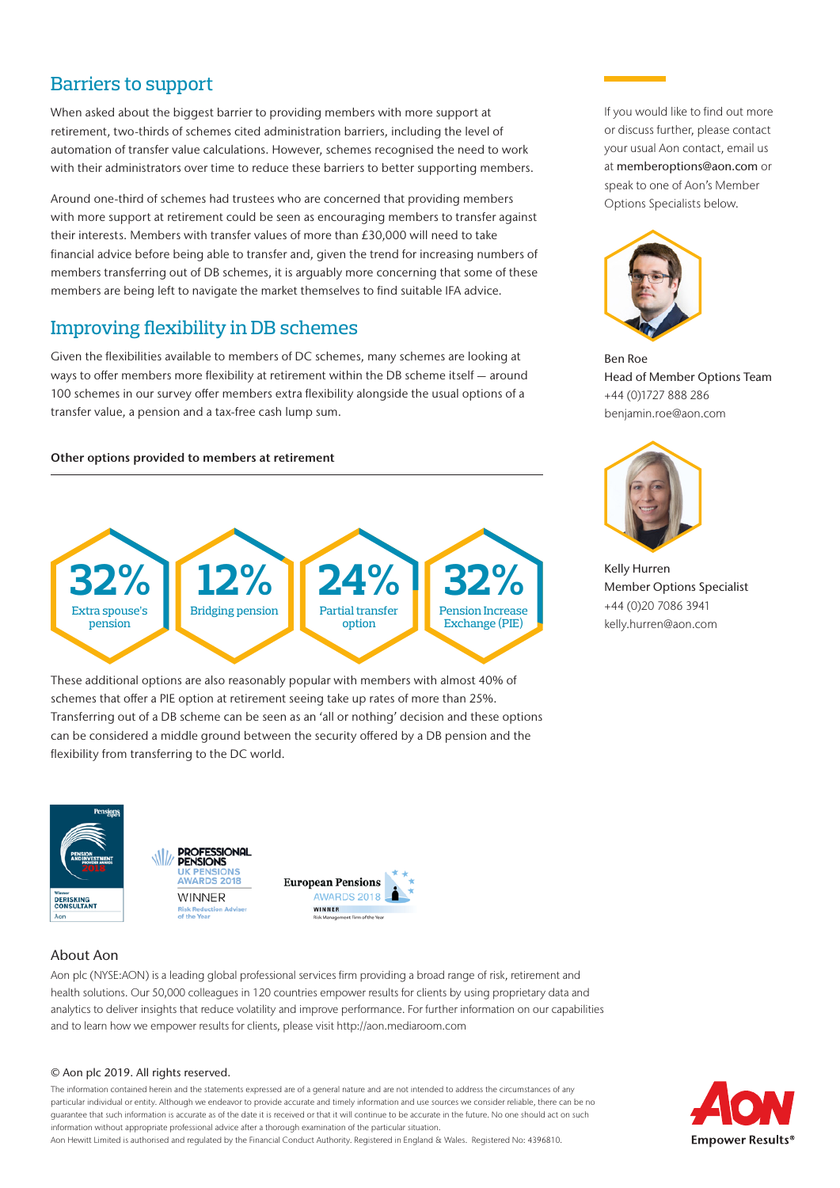## Barriers to support

When asked about the biggest barrier to providing members with more support at retirement, two-thirds of schemes cited administration barriers, including the level of automation of transfer value calculations. However, schemes recognised the need to work with their administrators over time to reduce these barriers to better supporting members.

Around one-third of schemes had trustees who are concerned that providing members with more support at retirement could be seen as encouraging members to transfer against their interests. Members with transfer values of more than £30,000 will need to take financial advice before being able to transfer and, given the trend for increasing numbers of members transferring out of DB schemes, it is arguably more concerning that some of these members are being left to navigate the market themselves to find suitable IFA advice.

## Improving flexibility in DB schemes

Given the flexibilities available to members of DC schemes, many schemes are looking at ways to offer members more flexibility at retirement within the DB scheme itself — around 100 schemes in our survey offer members extra flexibility alongside the usual options of a transfer value, a pension and a tax-free cash lump sum.

**Other options provided to members at retirement**

32%
Extra spouse's pension

12%
Bridging pension

24%
Partial transfer option

32%
Pension Increase Exchange (PIE)

These additional options are also reasonably popular with members with almost 40% of schemes that offer a PIE option at retirement seeing take up rates of more than 25%. Transferring out of a DB scheme can be seen as an 'all or nothing' decision and these options can be considered a middle ground between the security offered by a DB pension and the flexibility from transferring to the DC world.

If you would like to find out more or discuss further, please contact your usual Aon contact, email us at memberoptions@aon.com or speak to one of Aon's Member Options Specialists below.

Ben Roe
Head of Member Options Team
+44 (0)1727 888 286
benjamin.roe@aon.com

Kelly Hurren
Member Options Specialist
+44 (0)20 7086 3941
kelly.hurren@aon.com

Pensions Expert — Pension and Investment Provider Awards 2018 — Winner — Derisking Consultant — Aon

Professional Pensions UK Pensions Awards 2018 — WINNER — Risk Reduction Adviser of the Year

European Pensions Awards 2018 — WINNER — Risk Management Firm of the Year

### About Aon

Aon plc (NYSE:AON) is a leading global professional services firm providing a broad range of risk, retirement and health solutions. Our 50,000 colleagues in 120 countries empower results for clients by using proprietary data and analytics to deliver insights that reduce volatility and improve performance. For further information on our capabilities and to learn how we empower results for clients, please visit http://aon.mediaroom.com

© Aon plc 2019. All rights reserved.

The information contained herein and the statements expressed are of a general nature and are not intended to address the circumstances of any particular individual or entity. Although we endeavor to provide accurate and timely information and use sources we consider reliable, there can be no guarantee that such information is accurate as of the date it is received or that it will continue to be accurate in the future. No one should act on such information without appropriate professional advice after a thorough examination of the particular situation.
Aon Hewitt Limited is authorised and regulated by the Financial Conduct Authority. Registered in England & Wales. Registered No: 4396810.

AON
Empower Results®